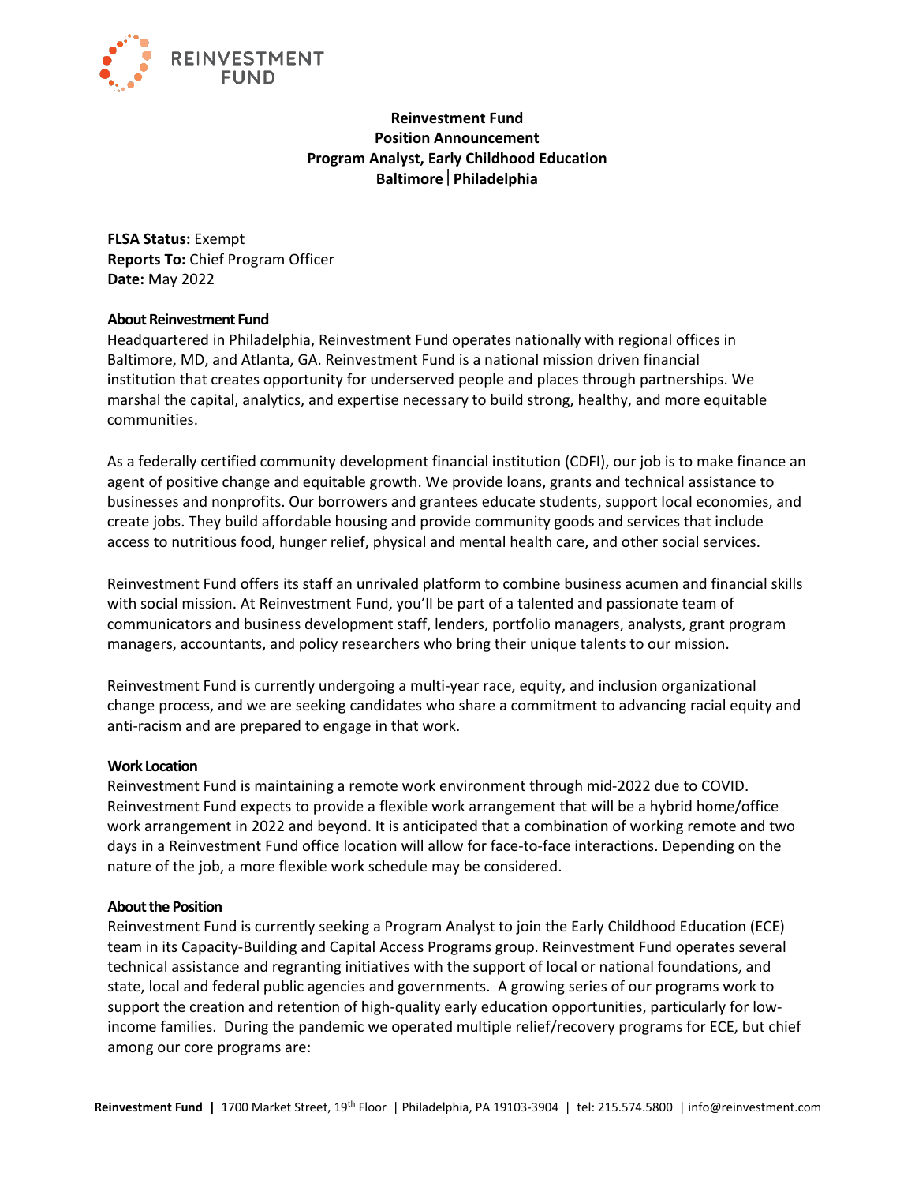# Reinvestment Fund
## Position Announcement
## Program Analyst, Early Childhood Education
## Baltimore | Philadelphia

**FLSA Status:** Exempt
**Reports To:** Chief Program Officer
**Date:** May 2022

### About Reinvestment Fund

Headquartered in Philadelphia, Reinvestment Fund operates nationally with regional offices in Baltimore, MD, and Atlanta, GA. Reinvestment Fund is a national mission driven financial institution that creates opportunity for underserved people and places through partnerships. We marshal the capital, analytics, and expertise necessary to build strong, healthy, and more equitable communities.

As a federally certified community development financial institution (CDFI), our job is to make finance an agent of positive change and equitable growth. We provide loans, grants and technical assistance to businesses and nonprofits. Our borrowers and grantees educate students, support local economies, and create jobs. They build affordable housing and provide community goods and services that include access to nutritious food, hunger relief, physical and mental health care, and other social services.

Reinvestment Fund offers its staff an unrivaled platform to combine business acumen and financial skills with social mission. At Reinvestment Fund, you'll be part of a talented and passionate team of communicators and business development staff, lenders, portfolio managers, analysts, grant program managers, accountants, and policy researchers who bring their unique talents to our mission.

Reinvestment Fund is currently undergoing a multi-year race, equity, and inclusion organizational change process, and we are seeking candidates who share a commitment to advancing racial equity and anti-racism and are prepared to engage in that work.

### Work Location

Reinvestment Fund is maintaining a remote work environment through mid-2022 due to COVID. Reinvestment Fund expects to provide a flexible work arrangement that will be a hybrid home/office work arrangement in 2022 and beyond. It is anticipated that a combination of working remote and two days in a Reinvestment Fund office location will allow for face-to-face interactions. Depending on the nature of the job, a more flexible work schedule may be considered.

### About the Position

Reinvestment Fund is currently seeking a Program Analyst to join the Early Childhood Education (ECE) team in its Capacity-Building and Capital Access Programs group. Reinvestment Fund operates several technical assistance and regranting initiatives with the support of local or national foundations, and state, local and federal public agencies and governments. A growing series of our programs work to support the creation and retention of high-quality early education opportunities, particularly for low-income families. During the pandemic we operated multiple relief/recovery programs for ECE, but chief among our core programs are: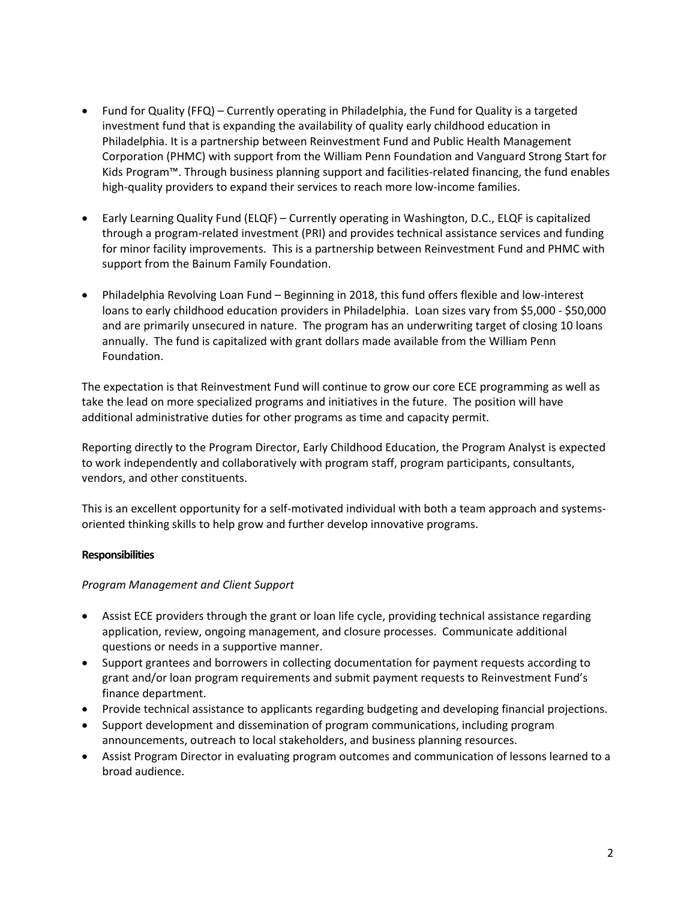- Fund for Quality (FFQ) – Currently operating in Philadelphia, the Fund for Quality is a targeted investment fund that is expanding the availability of quality early childhood education in Philadelphia. It is a partnership between Reinvestment Fund and Public Health Management Corporation (PHMC) with support from the William Penn Foundation and Vanguard Strong Start for Kids Program™. Through business planning support and facilities-related financing, the fund enables high-quality providers to expand their services to reach more low-income families.

- Early Learning Quality Fund (ELQF) – Currently operating in Washington, D.C., ELQF is capitalized through a program-related investment (PRI) and provides technical assistance services and funding for minor facility improvements. This is a partnership between Reinvestment Fund and PHMC with support from the Bainum Family Foundation.

- Philadelphia Revolving Loan Fund – Beginning in 2018, this fund offers flexible and low-interest loans to early childhood education providers in Philadelphia. Loan sizes vary from $5,000 - $50,000 and are primarily unsecured in nature. The program has an underwriting target of closing 10 loans annually. The fund is capitalized with grant dollars made available from the William Penn Foundation.

The expectation is that Reinvestment Fund will continue to grow our core ECE programming as well as take the lead on more specialized programs and initiatives in the future. The position will have additional administrative duties for other programs as time and capacity permit.

Reporting directly to the Program Director, Early Childhood Education, the Program Analyst is expected to work independently and collaboratively with program staff, program participants, consultants, vendors, and other constituents.

This is an excellent opportunity for a self-motivated individual with both a team approach and systems-oriented thinking skills to help grow and further develop innovative programs.

**Responsibilities**

*Program Management and Client Support*

- Assist ECE providers through the grant or loan life cycle, providing technical assistance regarding application, review, ongoing management, and closure processes. Communicate additional questions or needs in a supportive manner.
- Support grantees and borrowers in collecting documentation for payment requests according to grant and/or loan program requirements and submit payment requests to Reinvestment Fund's finance department.
- Provide technical assistance to applicants regarding budgeting and developing financial projections.
- Support development and dissemination of program communications, including program announcements, outreach to local stakeholders, and business planning resources.
- Assist Program Director in evaluating program outcomes and communication of lessons learned to a broad audience.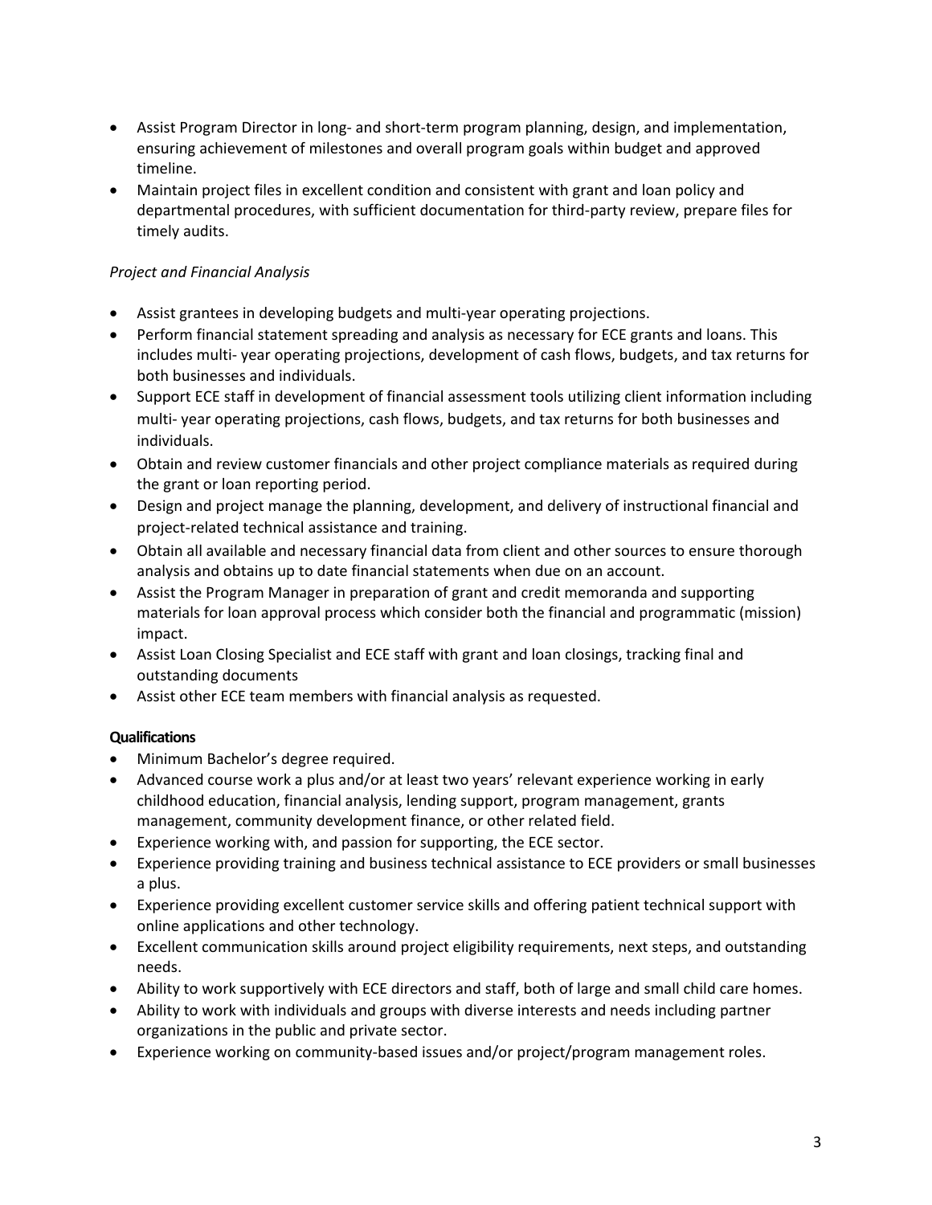- Assist Program Director in long- and short-term program planning, design, and implementation, ensuring achievement of milestones and overall program goals within budget and approved timeline.
- Maintain project files in excellent condition and consistent with grant and loan policy and departmental procedures, with sufficient documentation for third-party review, prepare files for timely audits.

*Project and Financial Analysis*

- Assist grantees in developing budgets and multi-year operating projections.
- Perform financial statement spreading and analysis as necessary for ECE grants and loans. This includes multi- year operating projections, development of cash flows, budgets, and tax returns for both businesses and individuals.
- Support ECE staff in development of financial assessment tools utilizing client information including multi- year operating projections, cash flows, budgets, and tax returns for both businesses and individuals.
- Obtain and review customer financials and other project compliance materials as required during the grant or loan reporting period.
- Design and project manage the planning, development, and delivery of instructional financial and project-related technical assistance and training.
- Obtain all available and necessary financial data from client and other sources to ensure thorough analysis and obtains up to date financial statements when due on an account.
- Assist the Program Manager in preparation of grant and credit memoranda and supporting materials for loan approval process which consider both the financial and programmatic (mission) impact.
- Assist Loan Closing Specialist and ECE staff with grant and loan closings, tracking final and outstanding documents
- Assist other ECE team members with financial analysis as requested.

**Qualifications**

- Minimum Bachelor's degree required.
- Advanced course work a plus and/or at least two years' relevant experience working in early childhood education, financial analysis, lending support, program management, grants management, community development finance, or other related field.
- Experience working with, and passion for supporting, the ECE sector.
- Experience providing training and business technical assistance to ECE providers or small businesses a plus.
- Experience providing excellent customer service skills and offering patient technical support with online applications and other technology.
- Excellent communication skills around project eligibility requirements, next steps, and outstanding needs.
- Ability to work supportively with ECE directors and staff, both of large and small child care homes.
- Ability to work with individuals and groups with diverse interests and needs including partner organizations in the public and private sector.
- Experience working on community-based issues and/or project/program management roles.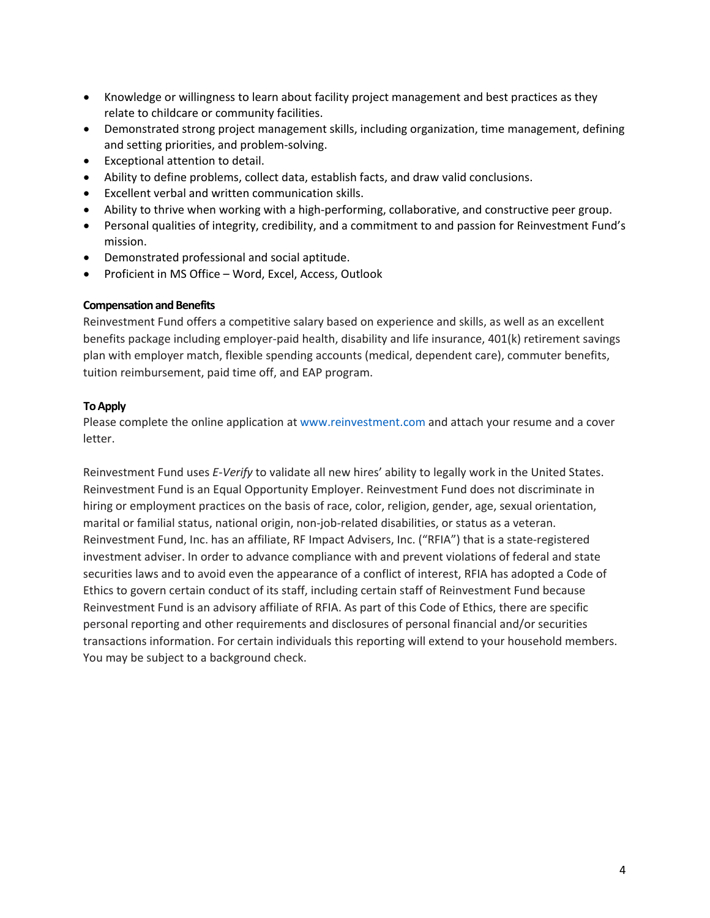- Knowledge or willingness to learn about facility project management and best practices as they relate to childcare or community facilities.
- Demonstrated strong project management skills, including organization, time management, defining and setting priorities, and problem-solving.
- Exceptional attention to detail.
- Ability to define problems, collect data, establish facts, and draw valid conclusions.
- Excellent verbal and written communication skills.
- Ability to thrive when working with a high-performing, collaborative, and constructive peer group.
- Personal qualities of integrity, credibility, and a commitment to and passion for Reinvestment Fund's mission.
- Demonstrated professional and social aptitude.
- Proficient in MS Office – Word, Excel, Access, Outlook

**Compensation and Benefits**

Reinvestment Fund offers a competitive salary based on experience and skills, as well as an excellent benefits package including employer-paid health, disability and life insurance, 401(k) retirement savings plan with employer match, flexible spending accounts (medical, dependent care), commuter benefits, tuition reimbursement, paid time off, and EAP program.

**To Apply**

Please complete the online application at www.reinvestment.com and attach your resume and a cover letter.

Reinvestment Fund uses *E-Verify* to validate all new hires' ability to legally work in the United States. Reinvestment Fund is an Equal Opportunity Employer. Reinvestment Fund does not discriminate in hiring or employment practices on the basis of race, color, religion, gender, age, sexual orientation, marital or familial status, national origin, non-job-related disabilities, or status as a veteran. Reinvestment Fund, Inc. has an affiliate, RF Impact Advisers, Inc. ("RFIA") that is a state-registered investment adviser. In order to advance compliance with and prevent violations of federal and state securities laws and to avoid even the appearance of a conflict of interest, RFIA has adopted a Code of Ethics to govern certain conduct of its staff, including certain staff of Reinvestment Fund because Reinvestment Fund is an advisory affiliate of RFIA. As part of this Code of Ethics, there are specific personal reporting and other requirements and disclosures of personal financial and/or securities transactions information. For certain individuals this reporting will extend to your household members. You may be subject to a background check.